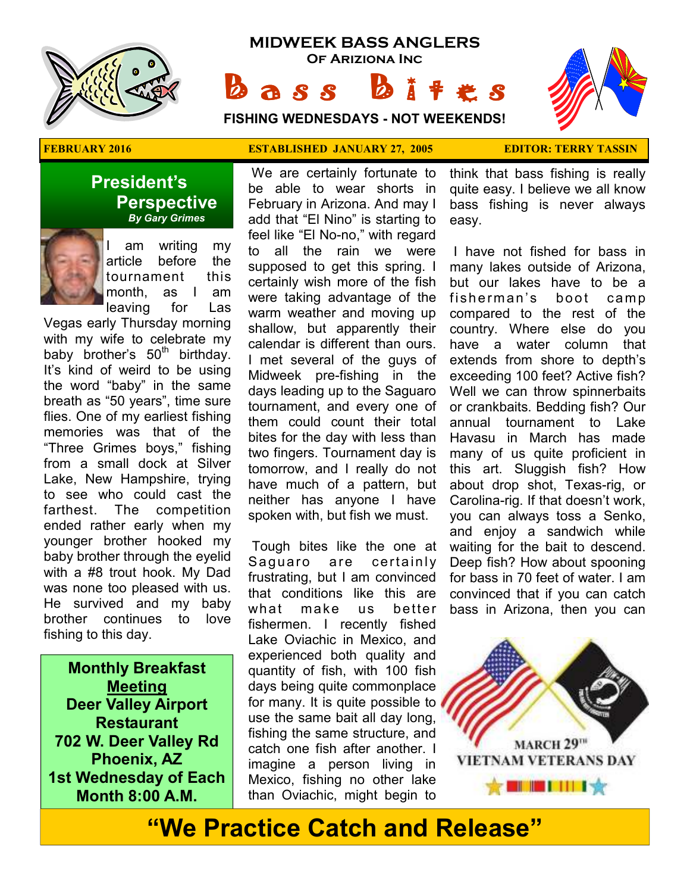# MIDWEEK BASS ANGLERS

**Of Ariziona Inc**

# Bass Bites

**FISHING WEDNESDAYS - NOT WEEKENDS!**

**FEBRUARY 2016** | **ESTABLISHED JANUARY 27, 2005** | **EDITOR: TERRY TASSIN**

## President's Perspective

***By Gary Grimes***

I am writing my article before the tournament this month, as I am leaving for Las Vegas early Thursday morning with my wife to celebrate my baby brother's 50th birthday. It's kind of weird to be using the word "baby" in the same breath as "50 years", time sure flies. One of my earliest fishing memories was that of the "Three Grimes boys," fishing from a small dock at Silver Lake, New Hampshire, trying to see who could cast the farthest. The competition ended rather early when my younger brother hooked my baby brother through the eyelid with a #8 trout hook. My Dad was none too pleased with us. He survived and my baby brother continues to love fishing to this day.

We are certainly fortunate to be able to wear shorts in February in Arizona. And may I add that "El Nino" is starting to feel like "El No-no," with regard to all the rain we were supposed to get this spring. I certainly wish more of the fish were taking advantage of the warm weather and moving up shallow, but apparently their calendar is different than ours. I met several of the guys of Midweek pre-fishing in the days leading up to the Saguaro tournament, and every one of them could count their total bites for the day with less than two fingers. Tournament day is tomorrow, and I really do not have much of a pattern, but neither has anyone I have spoken with, but fish we must.

Tough bites like the one at Saguaro are certainly frustrating, but I am convinced that conditions like this are what make us better fishermen. I recently fished Lake Oviachic in Mexico, and experienced both quality and quantity of fish, with 100 fish days being quite commonplace for many. It is quite possible to use the same bait all day long, fishing the same structure, and catch one fish after another. I imagine a person living in Mexico, fishing no other lake than Oviachic, might begin to think that bass fishing is really quite easy. I believe we all know bass fishing is never always easy.

I have not fished for bass in many lakes outside of Arizona, but our lakes have to be a fisherman's boot camp compared to the rest of the country. Where else do you have a water column that extends from shore to depth's exceeding 100 feet? Active fish? Well we can throw spinnerbaits or crankbaits. Bedding fish? Our annual tournament to Lake Havasu in March has made many of us quite proficient in this art. Sluggish fish? How about drop shot, Texas-rig, or Carolina-rig. If that doesn't work, you can always toss a Senko, and enjoy a sandwich while waiting for the bait to descend. Deep fish? How about spooning for bass in 70 feet of water. I am convinced that if you can catch bass in Arizona, then you can

**Monthly Breakfast Meeting**
**Deer Valley Airport Restaurant**
**702 W. Deer Valley Rd**
**Phoenix, AZ**
**1st Wednesday of Each Month 8:00 A.M.**

MARCH 29TH
VIETNAM VETERANS DAY

## "We Practice Catch and Release"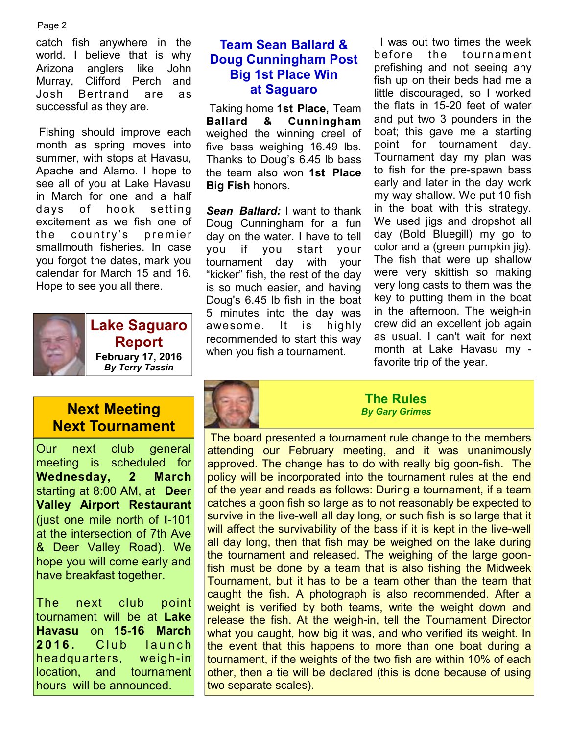catch fish anywhere in the world. I believe that is why Arizona anglers like John Murray, Clifford Perch and Josh Bertrand are as successful as they are.

Fishing should improve each month as spring moves into summer, with stops at Havasu, Apache and Alamo. I hope to see all of you at Lake Havasu in March for one and a half days of hook setting excitement as we fish one of the country's premier smallmouth fisheries. In case you forgot the dates, mark you calendar for March 15 and 16. Hope to see you all there.

## Lake Saguaro Report

**February 17, 2016**
***By Terry Tassin***

## Team Sean Ballard & Doug Cunningham Post Big 1st Place Win at Saguaro

Taking home **1st Place,** Team **Ballard & Cunningham** weighed the winning creel of five bass weighing 16.49 lbs. Thanks to Doug's 6.45 lb bass the team also won **1st Place Big Fish** honors.

***Sean Ballard:*** I want to thank Doug Cunningham for a fun day on the water. I have to tell you if you start your tournament day with your "kicker" fish, the rest of the day is so much easier, and having Doug's 6.45 lb fish in the boat 5 minutes into the day was awesome. It is highly recommended to start this way when you fish a tournament.

I was out two times the week before the tournament prefishing and not seeing any fish up on their beds had me a little discouraged, so I worked the flats in 15-20 feet of water and put two 3 pounders in the boat; this gave me a starting point for tournament day. Tournament day my plan was to fish for the pre-spawn bass early and later in the day work my way shallow. We put 10 fish in the boat with this strategy. We used jigs and dropshot all day (Bold Bluegill) my go to color and a (green pumpkin jig). The fish that were up shallow were very skittish so making very long casts to them was the key to putting them in the boat in the afternoon. The weigh-in crew did an excellent job again as usual. I can't wait for next month at Lake Havasu my - favorite trip of the year.

## Next Meeting Next Tournament

Our next club general meeting is scheduled for **Wednesday, 2 March** starting at 8:00 AM, at **Deer Valley Airport Restaurant** (just one mile north of I-101 at the intersection of 7th Ave & Deer Valley Road). We hope you will come early and have breakfast together.

The next club point tournament will be at **Lake Havasu** on **15-16 March 2016.** Club launch headquarters, weigh-in location, and tournament hours will be announced.

## The Rules

***By Gary Grimes***

The board presented a tournament rule change to the members attending our February meeting, and it was unanimously approved. The change has to do with really big goon-fish. The policy will be incorporated into the tournament rules at the end of the year and reads as follows: During a tournament, if a team catches a goon fish so large as to not reasonably be expected to survive in the live-well all day long, or such fish is so large that it will affect the survivability of the bass if it is kept in the live-well all day long, then that fish may be weighed on the lake during the tournament and released. The weighing of the large goon-fish must be done by a team that is also fishing the Midweek Tournament, but it has to be a team other than the team that caught the fish. A photograph is also recommended. After a weight is verified by both teams, write the weight down and release the fish. At the weigh-in, tell the Tournament Director what you caught, how big it was, and who verified its weight. In the event that this happens to more than one boat during a tournament, if the weights of the two fish are within 10% of each other, then a tie will be declared (this is done because of using two separate scales).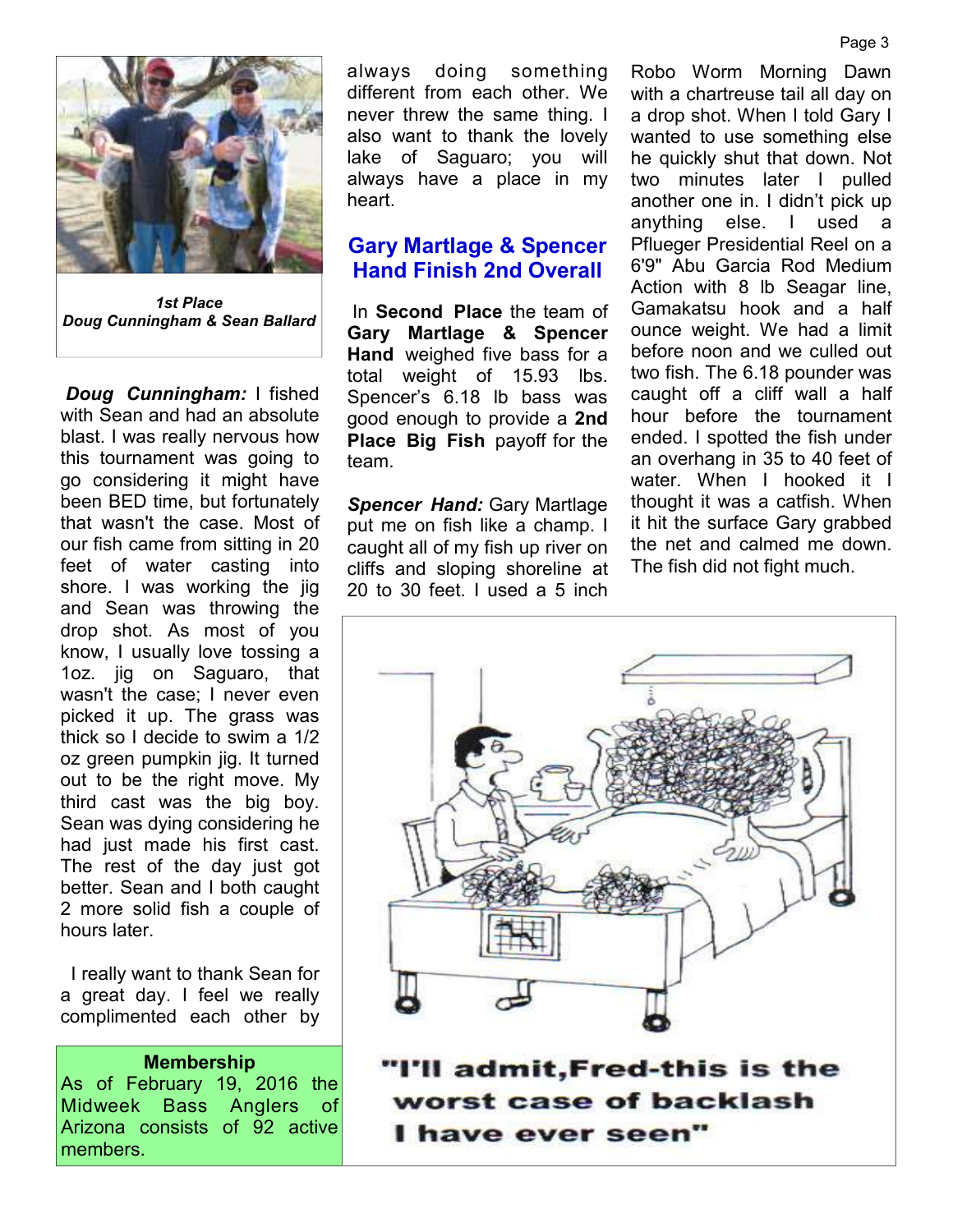*1st Place*
*Doug Cunningham & Sean Ballard*

***Doug Cunningham:*** I fished with Sean and had an absolute blast. I was really nervous how this tournament was going to go considering it might have been BED time, but fortunately that wasn't the case. Most of our fish came from sitting in 20 feet of water casting into shore. I was working the jig and Sean was throwing the drop shot. As most of you know, I usually love tossing a 1oz. jig on Saguaro, that wasn't the case; I never even picked it up. The grass was thick so I decide to swim a 1/2 oz green pumpkin jig. It turned out to be the right move. My third cast was the big boy. Sean was dying considering he had just made his first cast. The rest of the day just got better. Sean and I both caught 2 more solid fish a couple of hours later.

I really want to thank Sean for a great day. I feel we really complimented each other by always doing something different from each other. We never threw the same thing. I also want to thank the lovely lake of Saguaro; you will always have a place in my heart.

## Gary Martlage & Spencer Hand Finish 2nd Overall

In **Second Place** the team of **Gary Martlage & Spencer Hand** weighed five bass for a total weight of 15.93 lbs. Spencer's 6.18 lb bass was good enough to provide a **2nd Place Big Fish** payoff for the team.

***Spencer Hand:*** Gary Martlage put me on fish like a champ. I caught all of my fish up river on cliffs and sloping shoreline at 20 to 30 feet. I used a 5 inch Robo Worm Morning Dawn with a chartreuse tail all day on a drop shot. When I told Gary I wanted to use something else he quickly shut that down. Not two minutes later I pulled another one in. I didn't pick up anything else. I used a Pflueger Presidential Reel on a 6'9" Abu Garcia Rod Medium Action with 8 lb Seagar line, Gamakatsu hook and a half ounce weight. We had a limit before noon and we culled out two fish. The 6.18 pounder was caught off a cliff wall a half hour before the tournament ended. I spotted the fish under an overhang in 35 to 40 feet of water. When I hooked it I thought it was a catfish. When it hit the surface Gary grabbed the net and calmed me down. The fish did not fight much.

**Membership**

As of February 19, 2016 the Midweek Bass Anglers of Arizona consists of 92 active members.

"I'll admit, Fred-this is the worst case of backlash I have ever seen"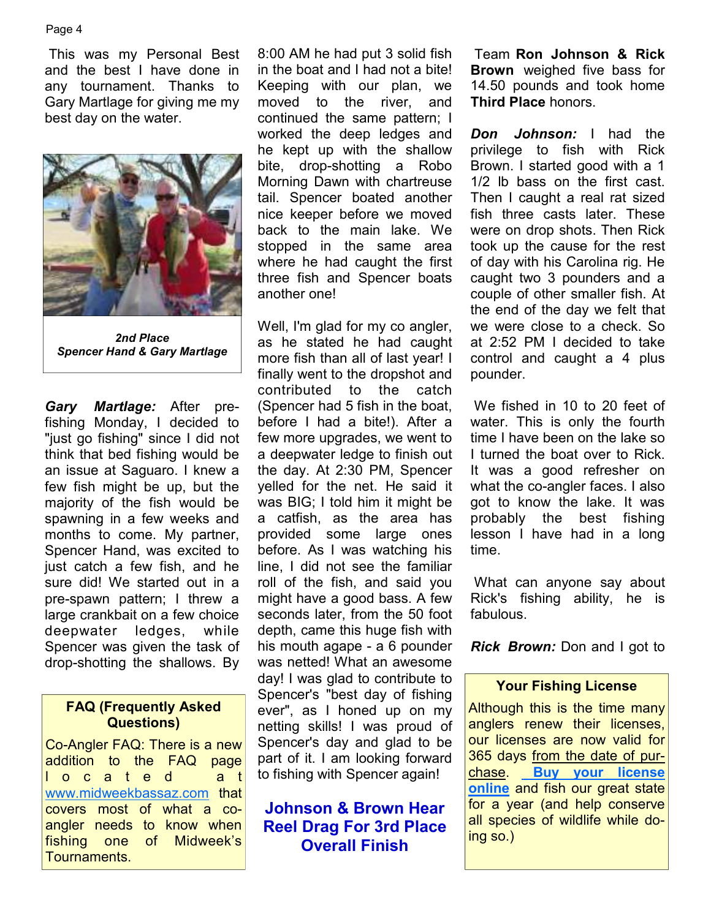This was my Personal Best and the best I have done in any tournament. Thanks to Gary Martlage for giving me my best day on the water.

***2nd Place***
***Spencer Hand & Gary Martlage***

***Gary Martlage:*** After pre-fishing Monday, I decided to "just go fishing" since I did not think that bed fishing would be an issue at Saguaro. I knew a few fish might be up, but the majority of the fish would be spawning in a few weeks and months to come. My partner, Spencer Hand, was excited to just catch a few fish, and he sure did! We started out in a pre-spawn pattern; I threw a large crankbait on a few choice deepwater ledges, while Spencer was given the task of drop-shotting the shallows. By 8:00 AM he had put 3 solid fish in the boat and I had not a bite! Keeping with our plan, we moved to the river, and continued the same pattern; I worked the deep ledges and he kept up with the shallow bite, drop-shotting a Robo Morning Dawn with chartreuse tail. Spencer boated another nice keeper before we moved back to the main lake. We stopped in the same area where he had caught the first three fish and Spencer boats another one!

Well, I'm glad for my co angler, as he stated he had caught more fish than all of last year! I finally went to the dropshot and contributed to the catch (Spencer had 5 fish in the boat, before I had a bite!). After a few more upgrades, we went to a deepwater ledge to finish out the day. At 2:30 PM, Spencer yelled for the net. He said it was BIG; I told him it might be a catfish, as the area has provided some large ones before. As I was watching his line, I did not see the familiar roll of the fish, and said you might have a good bass. A few seconds later, from the 50 foot depth, came this huge fish with his mouth agape - a 6 pounder was netted! What an awesome day! I was glad to contribute to Spencer's "best day of fishing ever", as I honed up on my netting skills! I was proud of Spencer's day and glad to be part of it. I am looking forward to fishing with Spencer again!

## Johnson & Brown Hear Reel Drag For 3rd Place Overall Finish

Team **Ron Johnson & Rick Brown** weighed five bass for 14.50 pounds and took home **Third Place** honors.

***Don Johnson:*** I had the privilege to fish with Rick Brown. I started good with a 1 1/2 lb bass on the first cast. Then I caught a real rat sized fish three casts later. These were on drop shots. Then Rick took up the cause for the rest of day with his Carolina rig. He caught two 3 pounders and a couple of other smaller fish. At the end of the day we felt that we were close to a check. So at 2:52 PM I decided to take control and caught a 4 plus pounder.

We fished in 10 to 20 feet of water. This is only the fourth time I have been on the lake so I turned the boat over to Rick. It was a good refresher on what the co-angler faces. I also got to know the lake. It was probably the best fishing lesson I have had in a long time.

What can anyone say about Rick's fishing ability, he is fabulous.

***Rick Brown:*** Don and I got to

---

**FAQ (Frequently Asked Questions)**

Co-Angler FAQ: There is a new addition to the FAQ page located at www.midweekbassaz.com that covers most of what a co-angler needs to know when fishing one of Midweek's Tournaments.

---

**Your Fishing License**

Although this is the time many anglers renew their licenses, our licenses are now valid for 365 days from the date of purchase. **Buy your license online** and fish our great state for a year (and help conserve all species of wildlife while doing so.)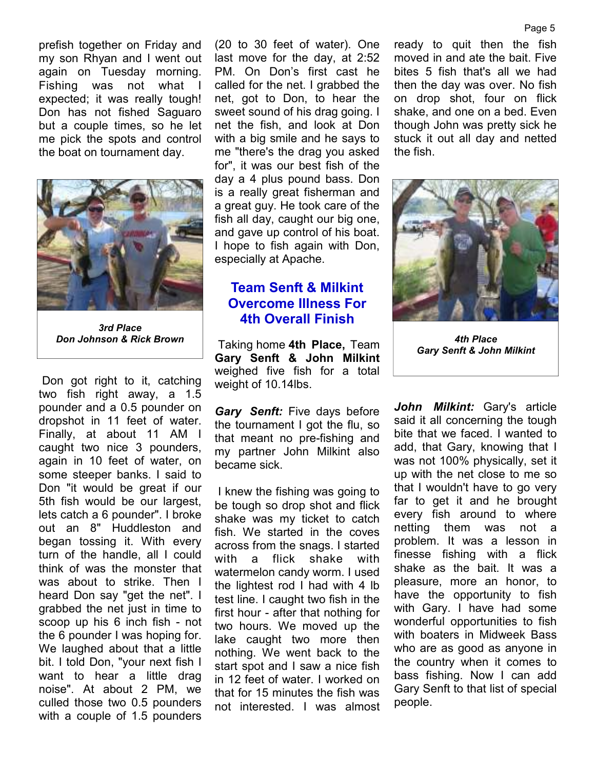prefish together on Friday and my son Rhyan and I went out again on Tuesday morning. Fishing was not what I expected; it was really tough! Don has not fished Saguaro but a couple times, so he let me pick the spots and control the boat on tournament day.

***3rd Place***
***Don Johnson & Rick Brown***

Don got right to it, catching two fish right away, a 1.5 pounder and a 0.5 pounder on dropshot in 11 feet of water. Finally, at about 11 AM I caught two nice 3 pounders, again in 10 feet of water, on some steeper banks. I said to Don "it would be great if our 5th fish would be our largest, lets catch a 6 pounder". I broke out an 8" Huddleston and began tossing it. With every turn of the handle, all I could think of was the monster that was about to strike. Then I heard Don say "get the net". I grabbed the net just in time to scoop up his 6 inch fish - not the 6 pounder I was hoping for. We laughed about that a little bit. I told Don, "your next fish I want to hear a little drag noise". At about 2 PM, we culled those two 0.5 pounders with a couple of 1.5 pounders (20 to 30 feet of water). One last move for the day, at 2:52 PM. On Don's first cast he called for the net. I grabbed the net, got to Don, to hear the sweet sound of his drag going. I net the fish, and look at Don with a big smile and he says to me "there's the drag you asked for", it was our best fish of the day a 4 plus pound bass. Don is a really great fisherman and a great guy. He took care of the fish all day, caught our big one, and gave up control of his boat. I hope to fish again with Don, especially at Apache.

## Team Senft & Milkint Overcome Illness For 4th Overall Finish

Taking home **4th Place,** Team **Gary Senft & John Milkint** weighed five fish for a total weight of 10.14lbs.

***Gary Senft:*** Five days before the tournament I got the flu, so that meant no pre-fishing and my partner John Milkint also became sick.

I knew the fishing was going to be tough so drop shot and flick shake was my ticket to catch fish. We started in the coves across from the snags. I started with a flick shake with watermelon candy worm. I used the lightest rod I had with 4 lb test line. I caught two fish in the first hour - after that nothing for two hours. We moved up the lake caught two more then nothing. We went back to the start spot and I saw a nice fish in 12 feet of water. I worked on that for 15 minutes the fish was not interested. I was almost ready to quit then the fish moved in and ate the bait. Five bites 5 fish that's all we had then the day was over. No fish on drop shot, four on flick shake, and one on a bed. Even though John was pretty sick he stuck it out all day and netted the fish.

***4th Place***
***Gary Senft & John Milkint***

***John Milkint:*** Gary's article said it all concerning the tough bite that we faced. I wanted to add, that Gary, knowing that I was not 100% physically, set it up with the net close to me so that I wouldn't have to go very far to get it and he brought every fish around to where netting them was not a problem. It was a lesson in finesse fishing with a flick shake as the bait. It was a pleasure, more an honor, to have the opportunity to fish with Gary. I have had some wonderful opportunities to fish with boaters in Midweek Bass who are as good as anyone in the country when it comes to bass fishing. Now I can add Gary Senft to that list of special people.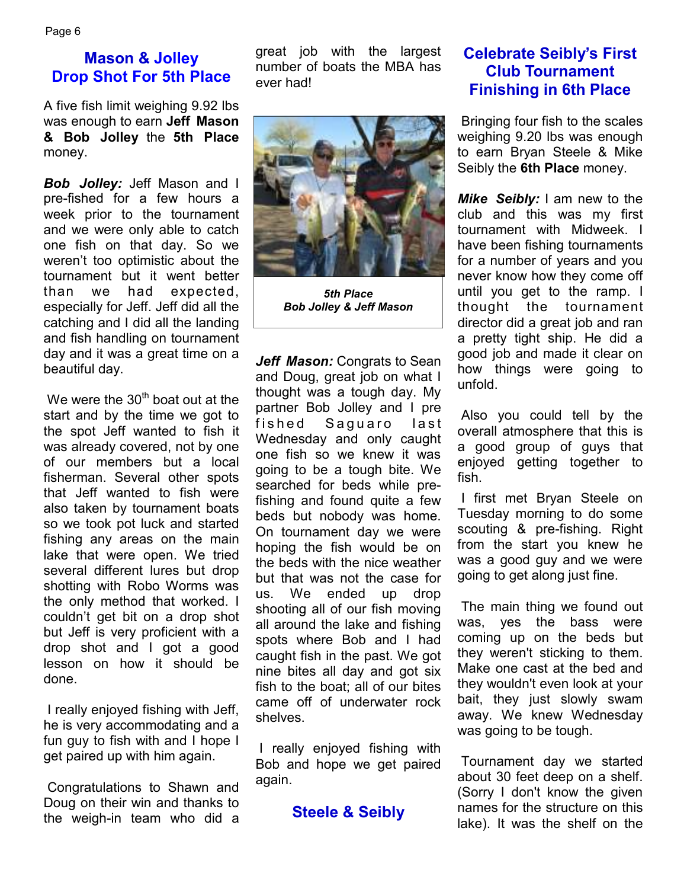## Mason & Jolley Drop Shot For 5th Place

A five fish limit weighing 9.92 lbs was enough to earn **Jeff Mason & Bob Jolley** the **5th Place** money.

***Bob Jolley:*** Jeff Mason and I pre-fished for a few hours a week prior to the tournament and we were only able to catch one fish on that day. So we weren't too optimistic about the tournament but it went better than we had expected, especially for Jeff. Jeff did all the catching and I did all the landing and fish handling on tournament day and it was a great time on a beautiful day.

We were the 30th boat out at the start and by the time we got to the spot Jeff wanted to fish it was already covered, not by one of our members but a local fisherman. Several other spots that Jeff wanted to fish were also taken by tournament boats so we took pot luck and started fishing any areas on the main lake that were open. We tried several different lures but drop shotting with Robo Worms was the only method that worked. I couldn't get bit on a drop shot but Jeff is very proficient with a drop shot and I got a good lesson on how it should be done.

I really enjoyed fishing with Jeff, he is very accommodating and a fun guy to fish with and I hope I get paired up with him again.

Congratulations to Shawn and Doug on their win and thanks to the weigh-in team who did a great job with the largest number of boats the MBA has ever had!

***5th Place***
***Bob Jolley & Jeff Mason***

***Jeff Mason:*** Congrats to Sean and Doug, great job on what I thought was a tough day. My partner Bob Jolley and I pre fished Saguaro last Wednesday and only caught one fish so we knew it was going to be a tough bite. We searched for beds while pre-fishing and found quite a few beds but nobody was home. On tournament day we were hoping the fish would be on the beds with the nice weather but that was not the case for us. We ended up drop shooting all of our fish moving all around the lake and fishing spots where Bob and I had caught fish in the past. We got nine bites all day and got six fish to the boat; all of our bites came off of underwater rock shelves.

I really enjoyed fishing with Bob and hope we get paired again.

## Steele & Seibly

## Celebrate Seibly's First Club Tournament Finishing in 6th Place

Bringing four fish to the scales weighing 9.20 lbs was enough to earn Bryan Steele & Mike Seibly the **6th Place** money.

***Mike Seibly:*** I am new to the club and this was my first tournament with Midweek. I have been fishing tournaments for a number of years and you never know how they come off until you get to the ramp. I thought the tournament director did a great job and ran a pretty tight ship. He did a good job and made it clear on how things were going to unfold.

Also you could tell by the overall atmosphere that this is a good group of guys that enjoyed getting together to fish.

I first met Bryan Steele on Tuesday morning to do some scouting & pre-fishing. Right from the start you knew he was a good guy and we were going to get along just fine.

The main thing we found out was, yes the bass were coming up on the beds but they weren't sticking to them. Make one cast at the bed and they wouldn't even look at your bait, they just slowly swam away. We knew Wednesday was going to be tough.

Tournament day we started about 30 feet deep on a shelf. (Sorry I don't know the given names for the structure on this lake). It was the shelf on the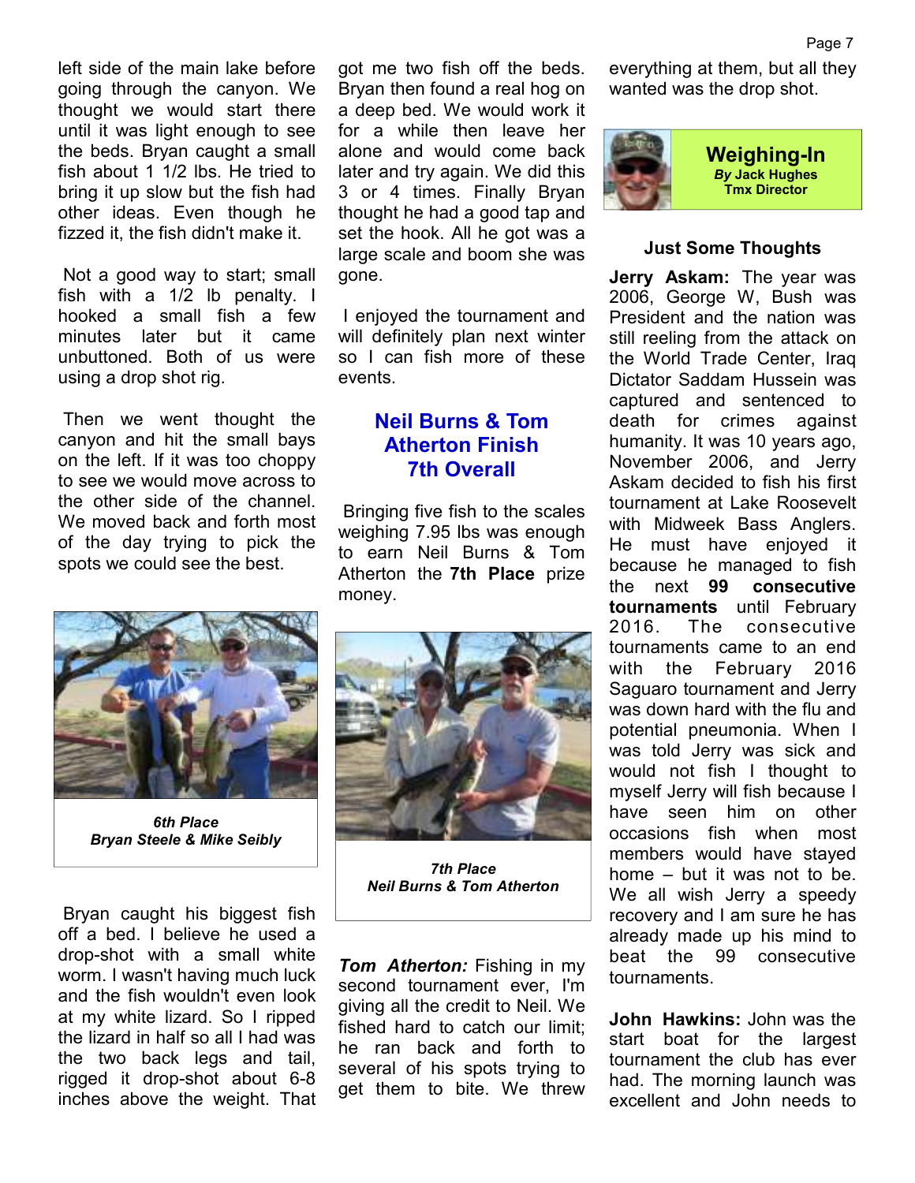left side of the main lake before going through the canyon. We thought we would start there until it was light enough to see the beds. Bryan caught a small fish about 1 1/2 lbs. He tried to bring it up slow but the fish had other ideas. Even though he fizzed it, the fish didn't make it.

Not a good way to start; small fish with a 1/2 lb penalty. I hooked a small fish a few minutes later but it came unbuttoned. Both of us were using a drop shot rig.

Then we went thought the canyon and hit the small bays on the left. If it was too choppy to see we would move across to the other side of the channel. We moved back and forth most of the day trying to pick the spots we could see the best.

***6th Place***
***Bryan Steele & Mike Seibly***

Bryan caught his biggest fish off a bed. I believe he used a drop-shot with a small white worm. I wasn't having much luck and the fish wouldn't even look at my white lizard. So I ripped the lizard in half so all I had was the two back legs and tail, rigged it drop-shot about 6-8 inches above the weight. That got me two fish off the beds. Bryan then found a real hog on a deep bed. We would work it for a while then leave her alone and would come back later and try again. We did this 3 or 4 times. Finally Bryan thought he had a good tap and set the hook. All he got was a large scale and boom she was gone.

I enjoyed the tournament and will definitely plan next winter so I can fish more of these events.

## Neil Burns & Tom Atherton Finish 7th Overall

Bringing five fish to the scales weighing 7.95 lbs was enough to earn Neil Burns & Tom Atherton the **7th Place** prize money.

***7th Place***
***Neil Burns & Tom Atherton***

***Tom Atherton:*** Fishing in my second tournament ever, I'm giving all the credit to Neil. We fished hard to catch our limit; he ran back and forth to several of his spots trying to get them to bite. We threw everything at them, but all they wanted was the drop shot.

## Weighing-In
***By** Jack Hughes*
**Tmx Director**

### Just Some Thoughts

**Jerry Askam:** The year was 2006, George W, Bush was President and the nation was still reeling from the attack on the World Trade Center, Iraq Dictator Saddam Hussein was captured and sentenced to death for crimes against humanity. It was 10 years ago, November 2006, and Jerry Askam decided to fish his first tournament at Lake Roosevelt with Midweek Bass Anglers. He must have enjoyed it because he managed to fish the next **99 consecutive tournaments** until February 2016. The consecutive tournaments came to an end with the February 2016 Saguaro tournament and Jerry was down hard with the flu and potential pneumonia. When I was told Jerry was sick and would not fish I thought to myself Jerry will fish because I have seen him on other occasions fish when most members would have stayed home – but it was not to be. We all wish Jerry a speedy recovery and I am sure he has already made up his mind to beat the 99 consecutive tournaments.

**John Hawkins:** John was the start boat for the largest tournament the club has ever had. The morning launch was excellent and John needs to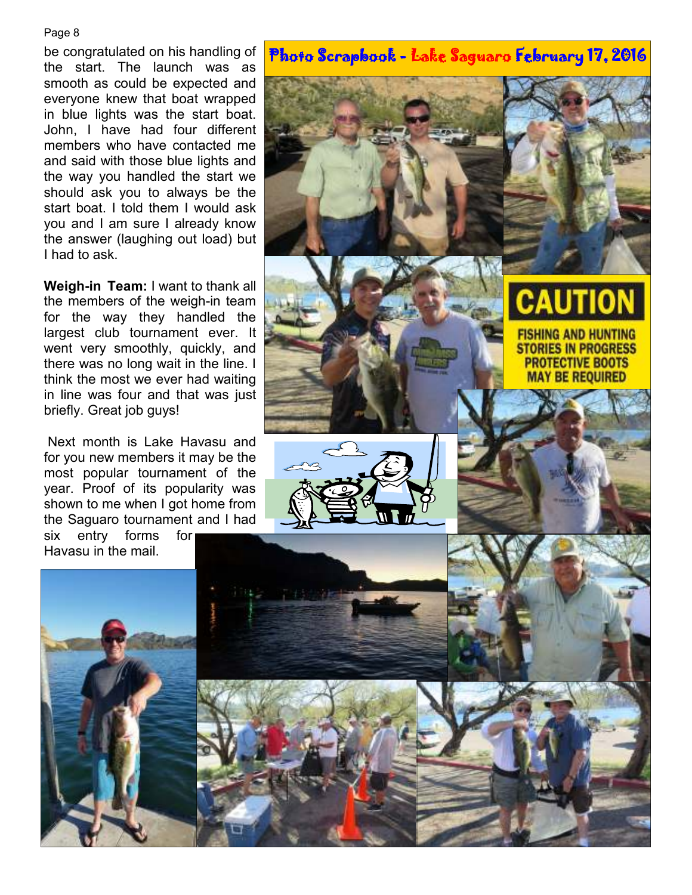be congratulated on his handling of the start. The launch was as smooth as could be expected and everyone knew that boat wrapped in blue lights was the start boat. John, I have had four different members who have contacted me and said with those blue lights and the way you handled the start we should ask you to always be the start boat. I told them I would ask you and I am sure I already know the answer (laughing out load) but I had to ask.

**Weigh-in Team:** I want to thank all the members of the weigh-in team for the way they handled the largest club tournament ever. It went very smoothly, quickly, and there was no long wait in the line. I think the most we ever had waiting in line was four and that was just briefly. Great job guys!

Next month is Lake Havasu and for you new members it may be the most popular tournament of the year. Proof of its popularity was shown to me when I got home from the Saguaro tournament and I had six entry forms for Havasu in the mail.

## Photo Scrapbook - Lake Saguaro February 17, 2016

**CAUTION**

FISHING AND HUNTING STORIES IN PROGRESS PROTECTIVE BOOTS MAY BE REQUIRED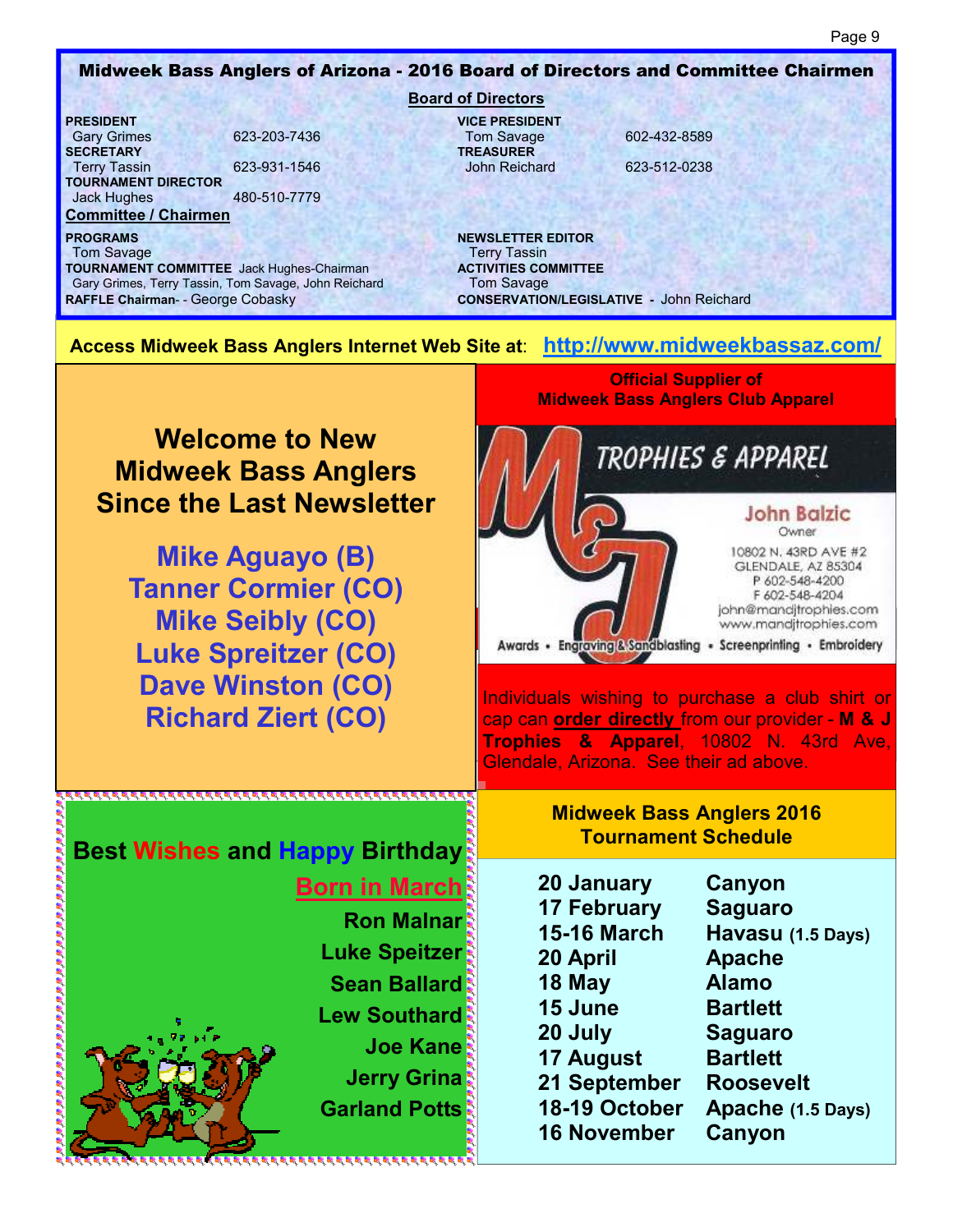## Midweek Bass Anglers of Arizona - 2016 Board of Directors and Committee Chairmen

### Board of Directors

**PRESIDENT**
Gary Grimes 623-203-7436

**VICE PRESIDENT**
Tom Savage 602-432-8589

**SECRETARY**
Terry Tassin 623-931-1546

**TREASURER**
John Reichard 623-512-0238

**TOURNAMENT DIRECTOR**
Jack Hughes 480-510-7779

### Committee / Chairmen

**PROGRAMS**
Tom Savage

**TOURNAMENT COMMITTEE** Jack Hughes-Chairman
Gary Grimes, Terry Tassin, Tom Savage, John Reichard

**RAFFLE Chairman**- - George Cobasky

**NEWSLETTER EDITOR**
Terry Tassin

**ACTIVITIES COMMITTEE**
Tom Savage

**CONSERVATION/LEGISLATIVE** - John Reichard

**Access Midweek Bass Anglers Internet Web Site at**: http://www.midweekbassaz.com/

## Welcome to New Midweek Bass Anglers Since the Last Newsletter

**Mike Aguayo (B)**
**Tanner Cormier (CO)**
**Mike Seibly (CO)**
**Luke Spreitzer (CO)**
**Dave Winston (CO)**
**Richard Ziert (CO)**

**Official Supplier of Midweek Bass Anglers Club Apparel**

M&J TROPHIES & APPAREL
John Balzic
Owner
10802 N. 43RD AVE #2
GLENDALE, AZ 85304
P 602-548-4200
F 602-548-4204
john@mandjtrophies.com
www.mandjtrophies.com
Awards • Engraving & Sandblasting • Screenprinting • Embroidery

Individuals wishing to purchase a club shirt or cap can **order directly** from our provider - **M & J Trophies & Apparel**, 10802 N. 43rd Ave, Glendale, Arizona. See their ad above.

## Best Wishes and Happy Birthday

**Born in March**

**Ron Malnar**
**Luke Speitzer**
**Sean Ballard**
**Lew Southard**
**Joe Kane**
**Jerry Grina**
**Garland Potts**

## Midweek Bass Anglers 2016 Tournament Schedule

| | |
|---|---|
| 20 January | Canyon |
| 17 February | Saguaro |
| 15-16 March | Havasu (1.5 Days) |
| 20 April | Apache |
| 18 May | Alamo |
| 15 June | Bartlett |
| 20 July | Saguaro |
| 17 August | Bartlett |
| 21 September | Roosevelt |
| 18-19 October | Apache (1.5 Days) |
| 16 November | Canyon |